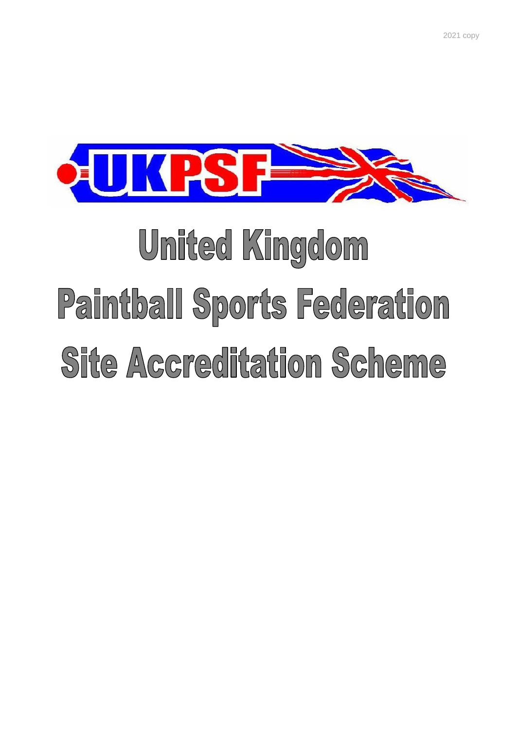2021 copy

UKPSF

# United Kingdom Paintball Sports Federation Site Accreditation Scheme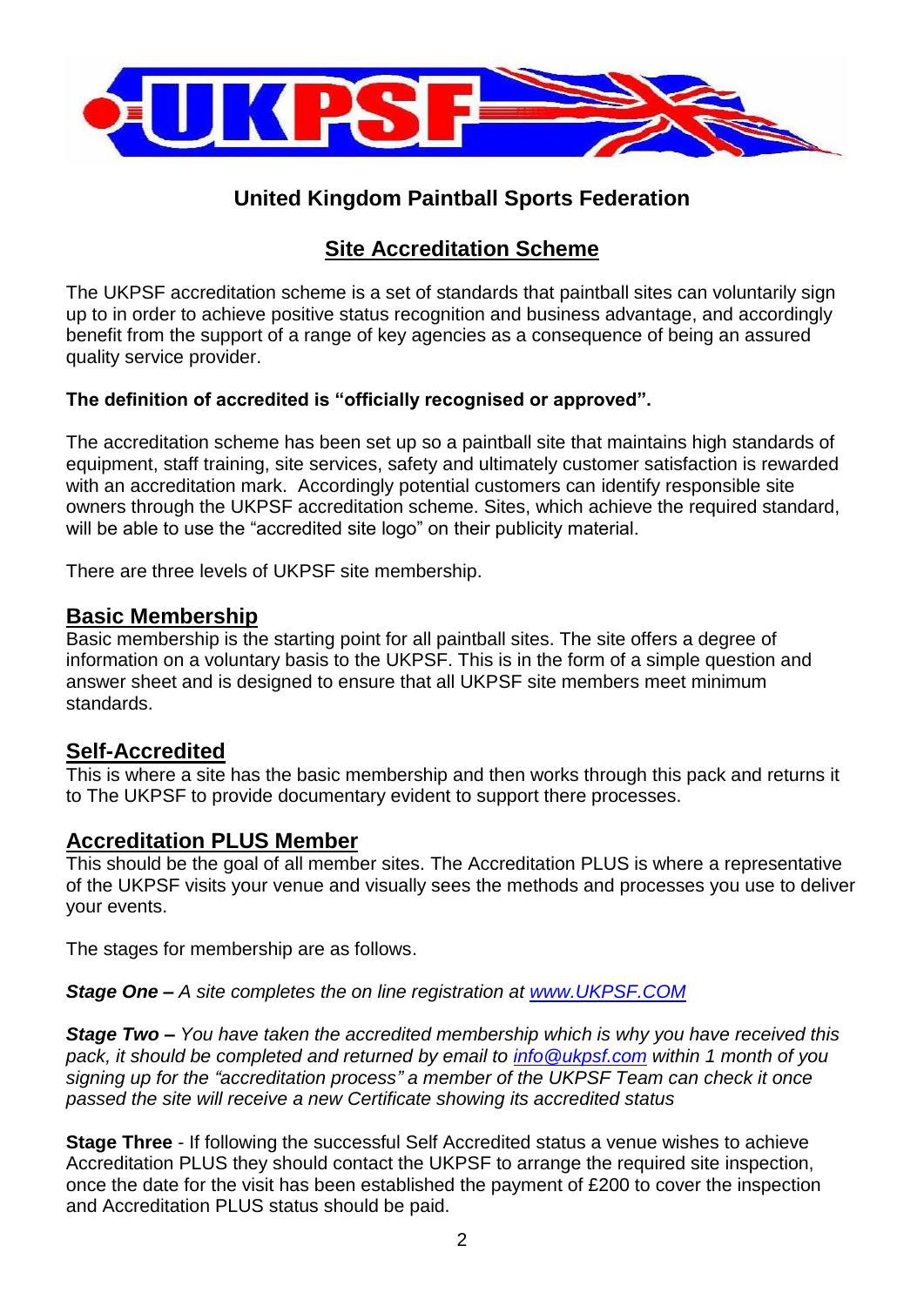# United Kingdom Paintball Sports Federation

## Site Accreditation Scheme

The UKPSF accreditation scheme is a set of standards that paintball sites can voluntarily sign up to in order to achieve positive status recognition and business advantage, and accordingly benefit from the support of a range of key agencies as a consequence of being an assured quality service provider.

**The definition of accredited is "officially recognised or approved".**

The accreditation scheme has been set up so a paintball site that maintains high standards of equipment, staff training, site services, safety and ultimately customer satisfaction is rewarded with an accreditation mark. Accordingly potential customers can identify responsible site owners through the UKPSF accreditation scheme. Sites, which achieve the required standard, will be able to use the "accredited site logo" on their publicity material.

There are three levels of UKPSF site membership.

### Basic Membership

Basic membership is the starting point for all paintball sites. The site offers a degree of information on a voluntary basis to the UKPSF. This is in the form of a simple question and answer sheet and is designed to ensure that all UKPSF site members meet minimum standards.

### Self-Accredited

This is where a site has the basic membership and then works through this pack and returns it to The UKPSF to provide documentary evident to support there processes.

### Accreditation PLUS Member

This should be the goal of all member sites. The Accreditation PLUS is where a representative of the UKPSF visits your venue and visually sees the methods and processes you use to deliver your events.

The stages for membership are as follows.

***Stage One –*** *A site completes the on line registration at [www.UKPSF.COM](www.UKPSF.COM)*

***Stage Two –*** *You have taken the accredited membership which is why you have received this pack, it should be completed and returned by email to [info@ukpsf.com](mailto:info@ukpsf.com) within 1 month of you signing up for the "accreditation process" a member of the UKPSF Team can check it once passed the site will receive a new Certificate showing its accredited status*

**Stage Three** - If following the successful Self Accredited status a venue wishes to achieve Accreditation PLUS they should contact the UKPSF to arrange the required site inspection, once the date for the visit has been established the payment of £200 to cover the inspection and Accreditation PLUS status should be paid.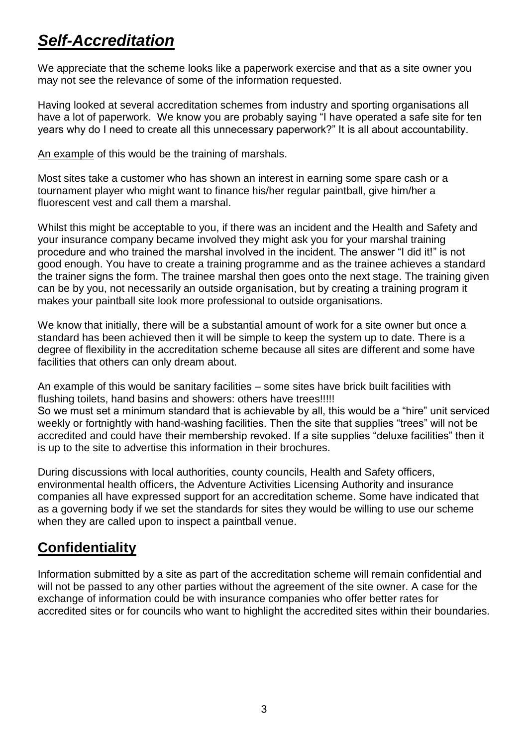## ***Self-Accreditation***

We appreciate that the scheme looks like a paperwork exercise and that as a site owner you may not see the relevance of some of the information requested.

Having looked at several accreditation schemes from industry and sporting organisations all have a lot of paperwork. We know you are probably saying "I have operated a safe site for ten years why do I need to create all this unnecessary paperwork?" It is all about accountability.

An example of this would be the training of marshals.

Most sites take a customer who has shown an interest in earning some spare cash or a tournament player who might want to finance his/her regular paintball, give him/her a fluorescent vest and call them a marshal.

Whilst this might be acceptable to you, if there was an incident and the Health and Safety and your insurance company became involved they might ask you for your marshal training procedure and who trained the marshal involved in the incident. The answer "I did it!" is not good enough. You have to create a training programme and as the trainee achieves a standard the trainer signs the form. The trainee marshal then goes onto the next stage. The training given can be by you, not necessarily an outside organisation, but by creating a training program it makes your paintball site look more professional to outside organisations.

We know that initially, there will be a substantial amount of work for a site owner but once a standard has been achieved then it will be simple to keep the system up to date. There is a degree of flexibility in the accreditation scheme because all sites are different and some have facilities that others can only dream about.

An example of this would be sanitary facilities – some sites have brick built facilities with flushing toilets, hand basins and showers: others have trees!!!!!
So we must set a minimum standard that is achievable by all, this would be a "hire" unit serviced weekly or fortnightly with hand-washing facilities. Then the site that supplies "trees" will not be accredited and could have their membership revoked. If a site supplies "deluxe facilities" then it is up to the site to advertise this information in their brochures.

During discussions with local authorities, county councils, Health and Safety officers, environmental health officers, the Adventure Activities Licensing Authority and insurance companies all have expressed support for an accreditation scheme. Some have indicated that as a governing body if we set the standards for sites they would be willing to use our scheme when they are called upon to inspect a paintball venue.

## **Confidentiality**

Information submitted by a site as part of the accreditation scheme will remain confidential and will not be passed to any other parties without the agreement of the site owner. A case for the exchange of information could be with insurance companies who offer better rates for accredited sites or for councils who want to highlight the accredited sites within their boundaries.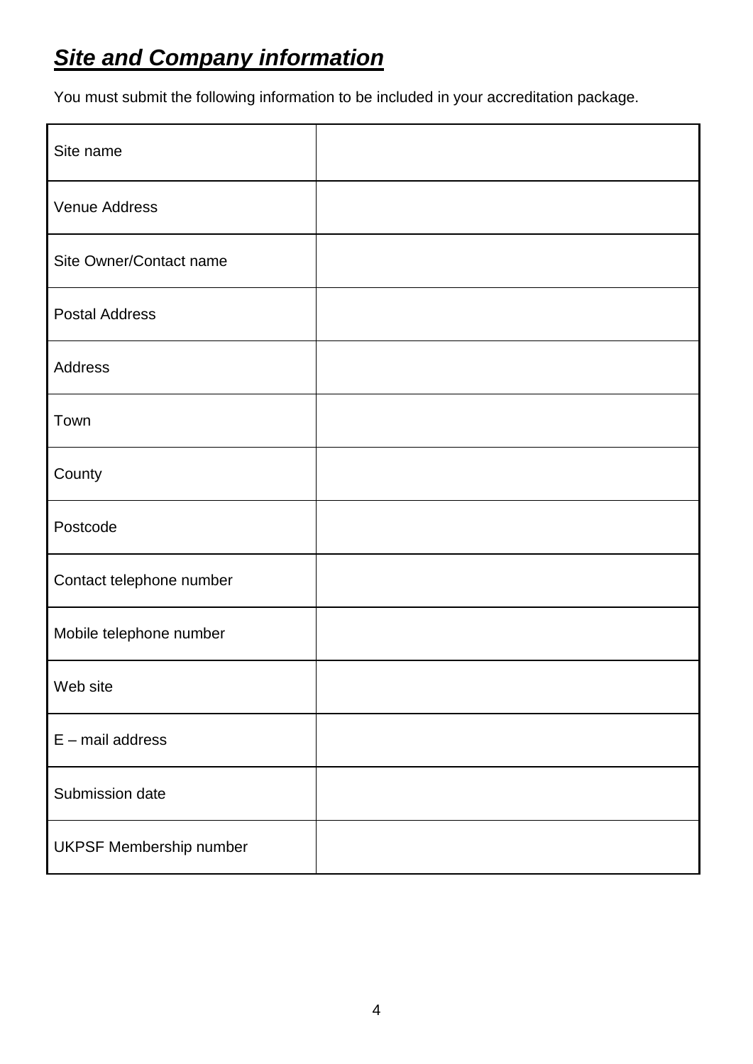## ***Site and Company information***

You must submit the following information to be included in your accreditation package.

| | |
|---|---|
| Site name | |
| Venue Address | |
| Site Owner/Contact name | |
| Postal Address | |
| Address | |
| Town | |
| County | |
| Postcode | |
| Contact telephone number | |
| Mobile telephone number | |
| Web site | |
| E – mail address | |
| Submission date | |
| UKPSF Membership number | |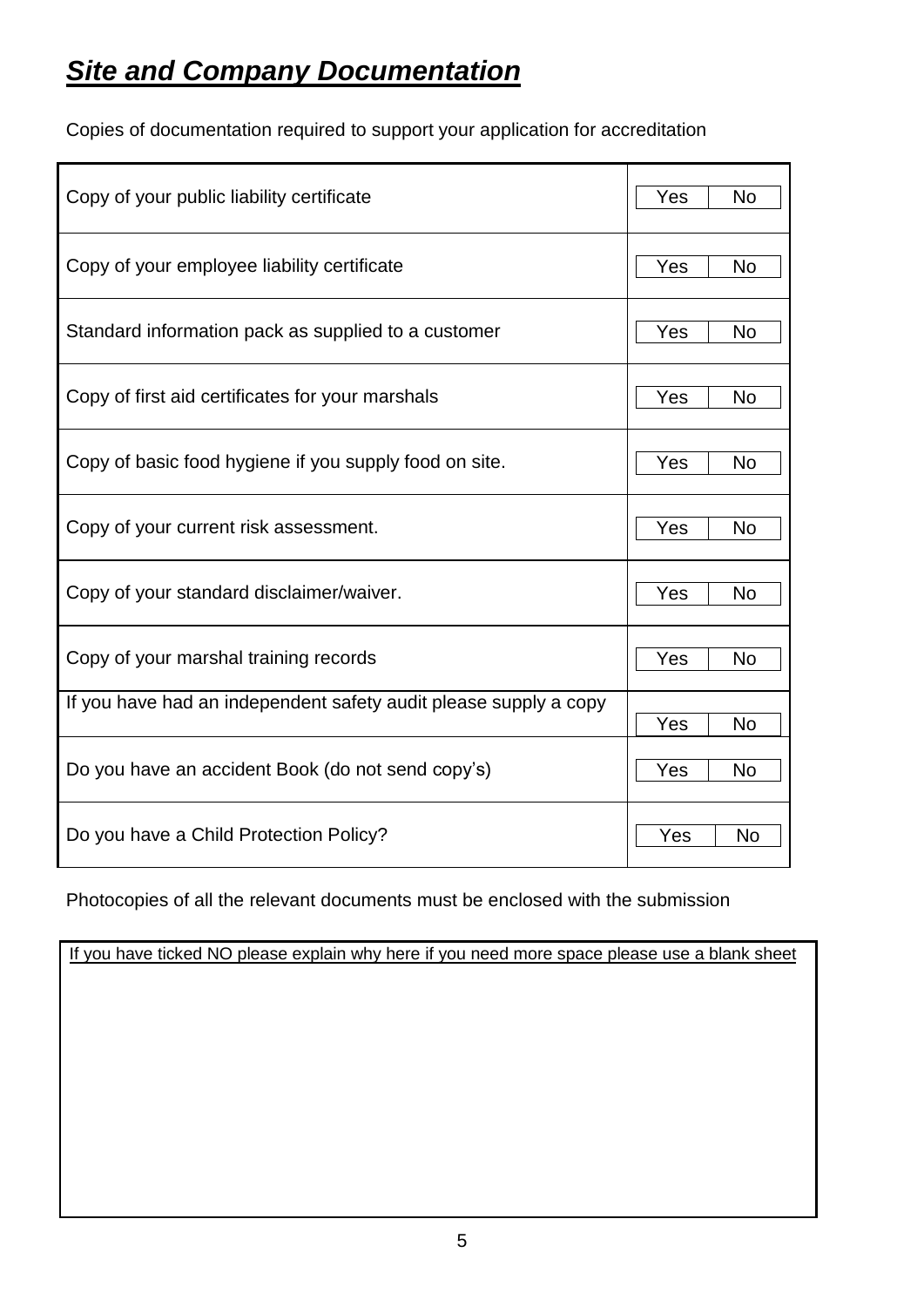# ***Site and Company Documentation***

Copies of documentation required to support your application for accreditation

| | |
|---|---|
| Copy of your public liability certificate | Yes No |
| Copy of your employee liability certificate | Yes No |
| Standard information pack as supplied to a customer | Yes No |
| Copy of first aid certificates for your marshals | Yes No |
| Copy of basic food hygiene if you supply food on site. | Yes No |
| Copy of your current risk assessment. | Yes No |
| Copy of your standard disclaimer/waiver. | Yes No |
| Copy of your marshal training records | Yes No |
| If you have had an independent safety audit please supply a copy | Yes No |
| Do you have an accident Book (do not send copy's) | Yes No |
| Do you have a Child Protection Policy? | Yes No |

Photocopies of all the relevant documents must be enclosed with the submission

| If you have ticked NO please explain why here if you need more space please use a blank sheet |
|---|
| |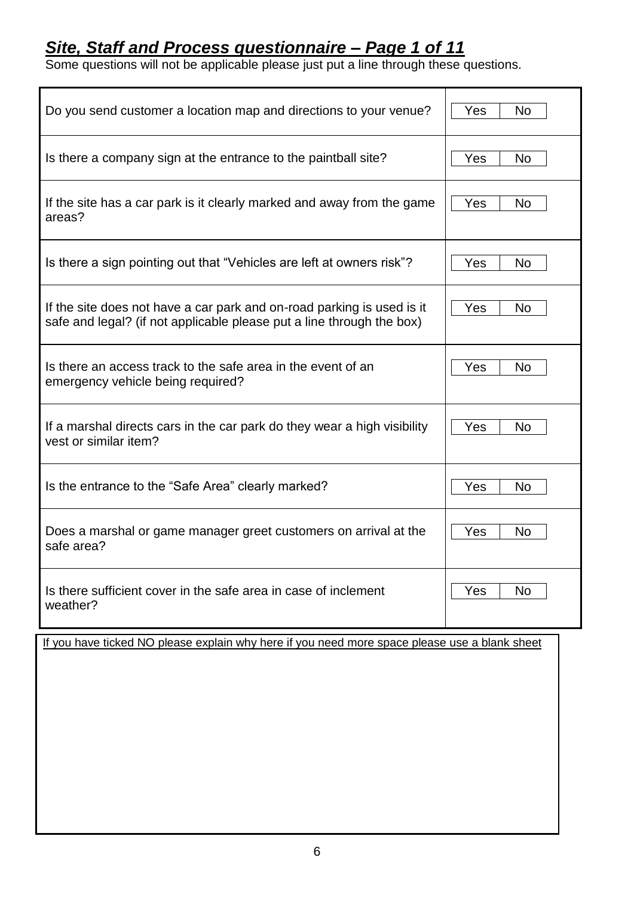## ***Site, Staff and Process questionnaire – Page 1 of 11***

Some questions will not be applicable please just put a line through these questions.

| Question | Answer |
|---|---|
| Do you send customer a location map and directions to your venue? | Yes / No |
| Is there a company sign at the entrance to the paintball site? | Yes / No |
| If the site has a car park is it clearly marked and away from the game areas? | Yes / No |
| Is there a sign pointing out that "Vehicles are left at owners risk"? | Yes / No |
| If the site does not have a car park and on-road parking is used is it safe and legal? (if not applicable please put a line through the box) | Yes / No |
| Is there an access track to the safe area in the event of an emergency vehicle being required? | Yes / No |
| If a marshal directs cars in the car park do they wear a high visibility vest or similar item? | Yes / No |
| Is the entrance to the "Safe Area" clearly marked? | Yes / No |
| Does a marshal or game manager greet customers on arrival at the safe area? | Yes / No |
| Is there sufficient cover in the safe area in case of inclement weather? | Yes / No |

If you have ticked NO please explain why here if you need more space please use a blank sheet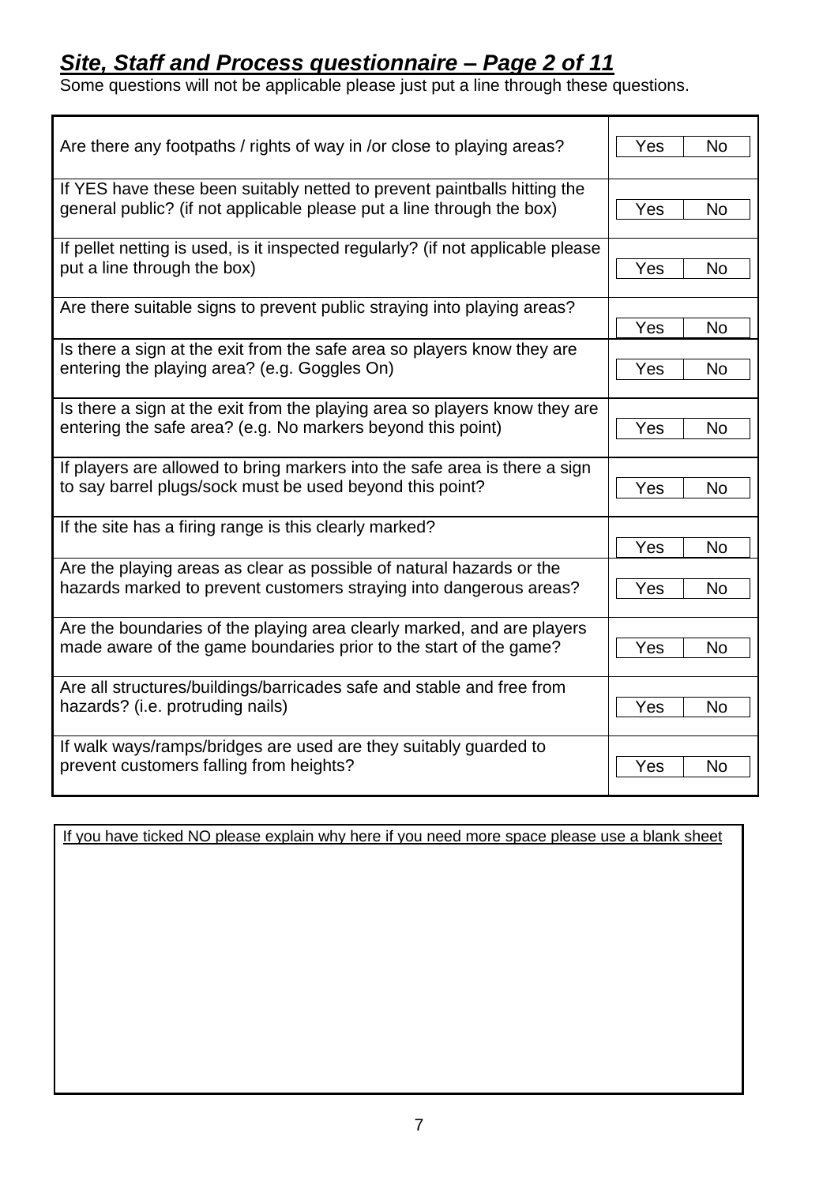## ***Site, Staff and Process questionnaire – Page 2 of 11***

Some questions will not be applicable please just put a line through these questions.

| Question | Answer |
|---|---|
| Are there any footpaths / rights of way in /or close to playing areas? | Yes / No |
| If YES have these been suitably netted to prevent paintballs hitting the general public? (if not applicable please put a line through the box) | Yes / No |
| If pellet netting is used, is it inspected regularly? (if not applicable please put a line through the box) | Yes / No |
| Are there suitable signs to prevent public straying into playing areas? | Yes / No |
| Is there a sign at the exit from the safe area so players know they are entering the playing area? (e.g. Goggles On) | Yes / No |
| Is there a sign at the exit from the playing area so players know they are entering the safe area? (e.g. No markers beyond this point) | Yes / No |
| If players are allowed to bring markers into the safe area is there a sign to say barrel plugs/sock must be used beyond this point? | Yes / No |
| If the site has a firing range is this clearly marked? | Yes / No |
| Are the playing areas as clear as possible of natural hazards or the hazards marked to prevent customers straying into dangerous areas? | Yes / No |
| Are the boundaries of the playing area clearly marked, and are players made aware of the game boundaries prior to the start of the game? | Yes / No |
| Are all structures/buildings/barricades safe and stable and free from hazards? (i.e. protruding nails) | Yes / No |
| If walk ways/ramps/bridges are used are they suitably guarded to prevent customers falling from heights? | Yes / No |

<u>If you have ticked NO please explain why here if you need more space please use a blank sheet</u>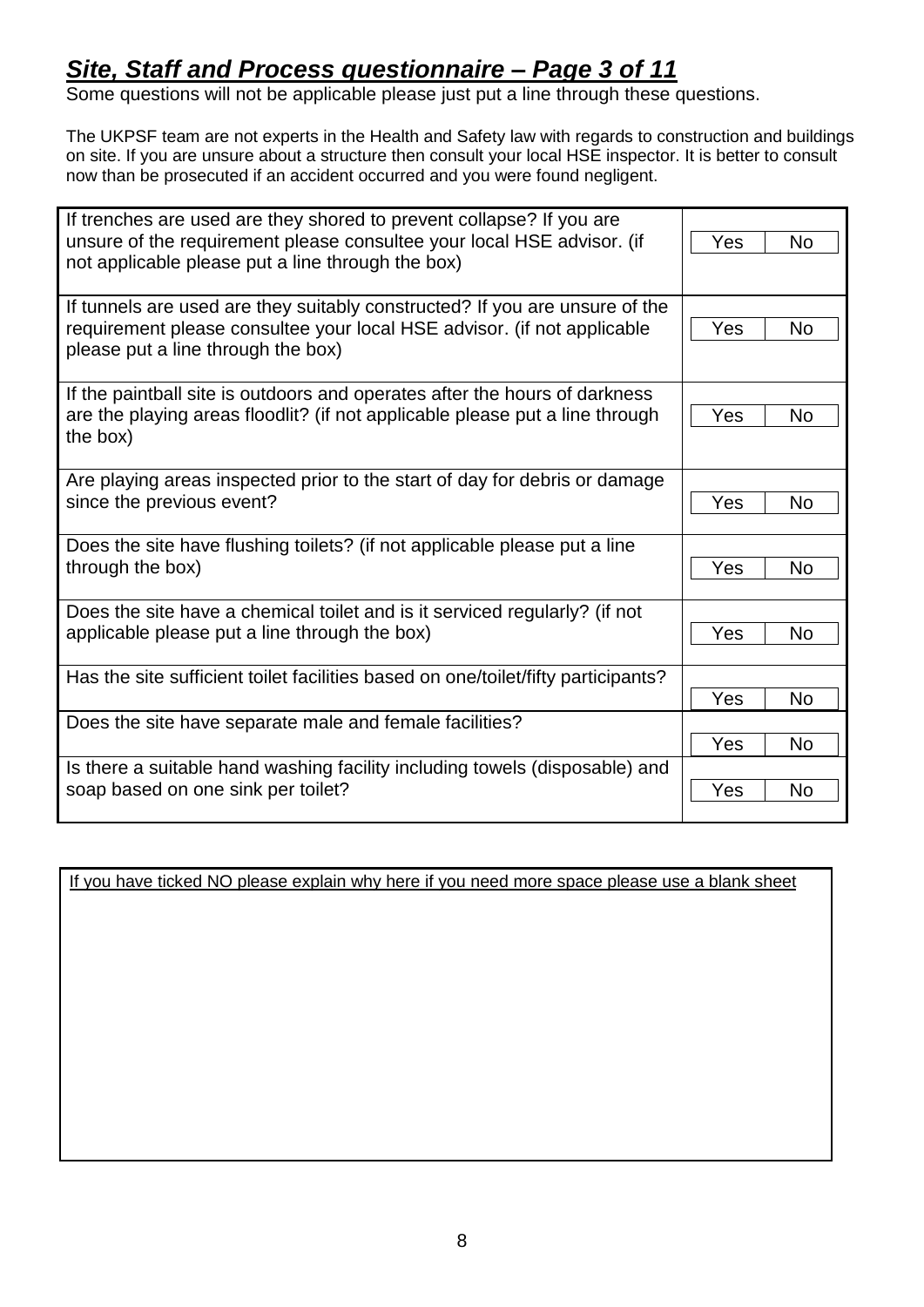## ***Site, Staff and Process questionnaire – Page 3 of 11***

Some questions will not be applicable please just put a line through these questions.

The UKPSF team are not experts in the Health and Safety law with regards to construction and buildings on site. If you are unsure about a structure then consult your local HSE inspector. It is better to consult now than be prosecuted if an accident occurred and you were found negligent.

| Question | Answer |
|---|---|
| If trenches are used are they shored to prevent collapse? If you are unsure of the requirement please consultee your local HSE advisor. (if not applicable please put a line through the box) | Yes / No |
| If tunnels are used are they suitably constructed? If you are unsure of the requirement please consultee your local HSE advisor. (if not applicable please put a line through the box) | Yes / No |
| If the paintball site is outdoors and operates after the hours of darkness are the playing areas floodlit? (if not applicable please put a line through the box) | Yes / No |
| Are playing areas inspected prior to the start of day for debris or damage since the previous event? | Yes / No |
| Does the site have flushing toilets? (if not applicable please put a line through the box) | Yes / No |
| Does the site have a chemical toilet and is it serviced regularly? (if not applicable please put a line through the box) | Yes / No |
| Has the site sufficient toilet facilities based on one/toilet/fifty participants? | Yes / No |
| Does the site have separate male and female facilities? | Yes / No |
| Is there a suitable hand washing facility including towels (disposable) and soap based on one sink per toilet? | Yes / No |

If you have ticked NO please explain why here if you need more space please use a blank sheet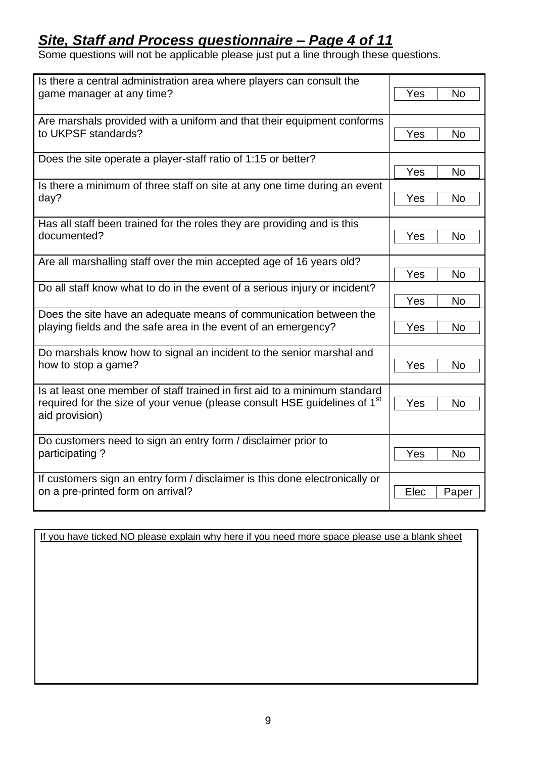## ***Site, Staff and Process questionnaire – Page 4 of 11***

Some questions will not be applicable please just put a line through these questions.

| Question | Answer |
| --- | --- |
| Is there a central administration area where players can consult the game manager at any time? | Yes / No |
| Are marshals provided with a uniform and that their equipment conforms to UKPSF standards? | Yes / No |
| Does the site operate a player-staff ratio of 1:15 or better? | Yes / No |
| Is there a minimum of three staff on site at any one time during an event day? | Yes / No |
| Has all staff been trained for the roles they are providing and is this documented? | Yes / No |
| Are all marshalling staff over the min accepted age of 16 years old? | Yes / No |
| Do all staff know what to do in the event of a serious injury or incident? | Yes / No |
| Does the site have an adequate means of communication between the playing fields and the safe area in the event of an emergency? | Yes / No |
| Do marshals know how to signal an incident to the senior marshal and how to stop a game? | Yes / No |
| Is at least one member of staff trained in first aid to a minimum standard required for the size of your venue (please consult HSE guidelines of 1st aid provision) | Yes / No |
| Do customers need to sign an entry form / disclaimer prior to participating ? | Yes / No |
| If customers sign an entry form / disclaimer is this done electronically or on a pre-printed form on arrival? | Elec / Paper |

If you have ticked NO please explain why here if you need more space please use a blank sheet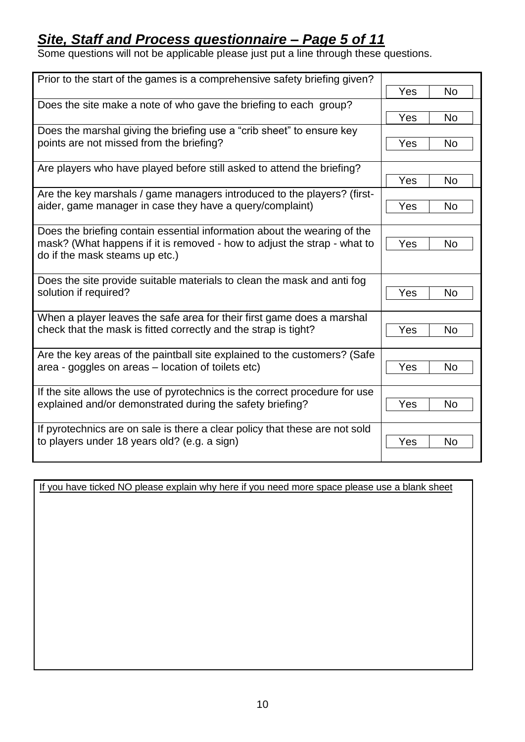## ***Site, Staff and Process questionnaire – Page 5 of 11***

Some questions will not be applicable please just put a line through these questions.

| Question | Answer |
|---|---|
| Prior to the start of the games is a comprehensive safety briefing given? | Yes / No |
| Does the site make a note of who gave the briefing to each group? | Yes / No |
| Does the marshal giving the briefing use a "crib sheet" to ensure key points are not missed from the briefing? | Yes / No |
| Are players who have played before still asked to attend the briefing? | Yes / No |
| Are the key marshals / game managers introduced to the players? (first-aider, game manager in case they have a query/complaint) | Yes / No |
| Does the briefing contain essential information about the wearing of the mask? (What happens if it is removed - how to adjust the strap - what to do if the mask steams up etc.) | Yes / No |
| Does the site provide suitable materials to clean the mask and anti fog solution if required? | Yes / No |
| When a player leaves the safe area for their first game does a marshal check that the mask is fitted correctly and the strap is tight? | Yes / No |
| Are the key areas of the paintball site explained to the customers? (Safe area - goggles on areas – location of toilets etc) | Yes / No |
| If the site allows the use of pyrotechnics is the correct procedure for use explained and/or demonstrated during the safety briefing? | Yes / No |
| If pyrotechnics are on sale is there a clear policy that these are not sold to players under 18 years old? (e.g. a sign) | Yes / No |

If you have ticked NO please explain why here if you need more space please use a blank sheet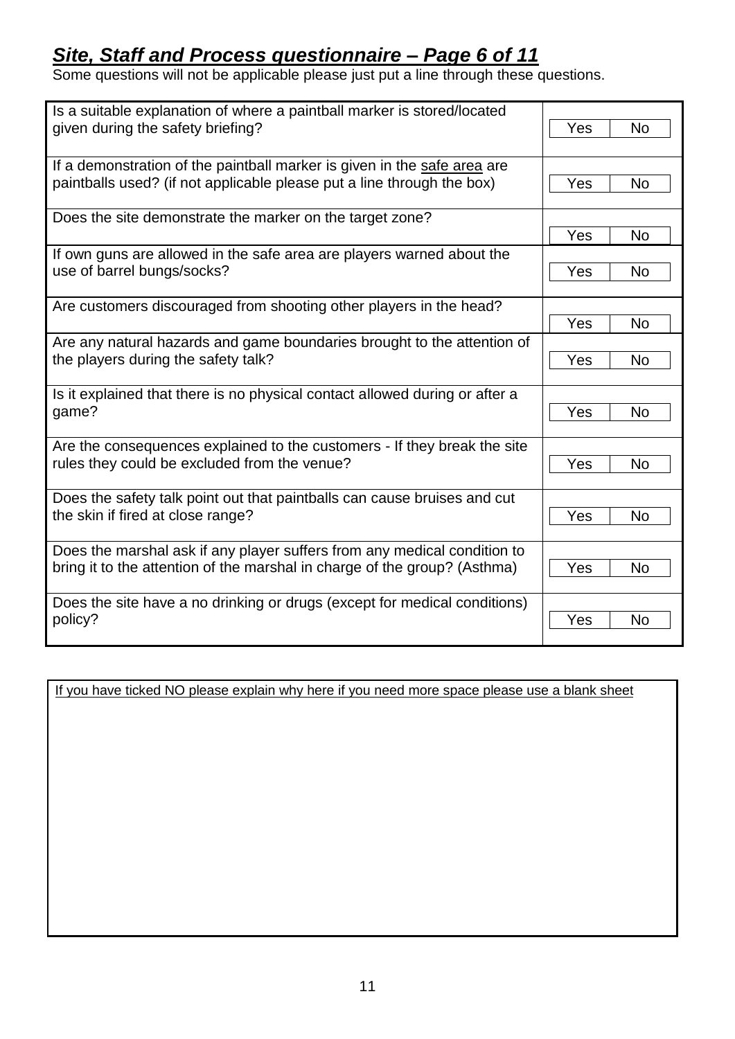## ***Site, Staff and Process questionnaire – Page 6 of 11***

Some questions will not be applicable please just put a line through these questions.

| Question | Answer |
|---|---|
| Is a suitable explanation of where a paintball marker is stored/located given during the safety briefing? | Yes / No |
| If a demonstration of the paintball marker is given in the safe area are paintballs used? (if not applicable please put a line through the box) | Yes / No |
| Does the site demonstrate the marker on the target zone? | Yes / No |
| If own guns are allowed in the safe area are players warned about the use of barrel bungs/socks? | Yes / No |
| Are customers discouraged from shooting other players in the head? | Yes / No |
| Are any natural hazards and game boundaries brought to the attention of the players during the safety talk? | Yes / No |
| Is it explained that there is no physical contact allowed during or after a game? | Yes / No |
| Are the consequences explained to the customers - If they break the site rules they could be excluded from the venue? | Yes / No |
| Does the safety talk point out that paintballs can cause bruises and cut the skin if fired at close range? | Yes / No |
| Does the marshal ask if any player suffers from any medical condition to bring it to the attention of the marshal in charge of the group? (Asthma) | Yes / No |
| Does the site have a no drinking or drugs (except for medical conditions) policy? | Yes / No |

If you have ticked NO please explain why here if you need more space please use a blank sheet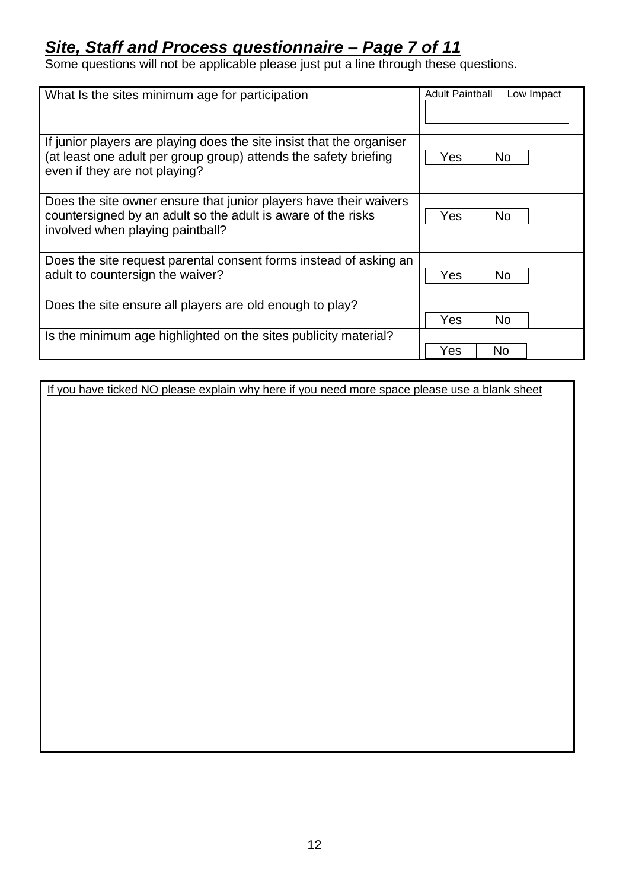## ***Site, Staff and Process questionnaire – Page 7 of 11***

Some questions will not be applicable please just put a line through these questions.

| Question | Answer |
|---|---|
| What Is the sites minimum age for participation | Adult Paintball / Low Impact |
| If junior players are playing does the site insist that the organiser (at least one adult per group group) attends the safety briefing even if they are not playing? | Yes / No |
| Does the site owner ensure that junior players have their waivers countersigned by an adult so the adult is aware of the risks involved when playing paintball? | Yes / No |
| Does the site request parental consent forms instead of asking an adult to countersign the waiver? | Yes / No |
| Does the site ensure all players are old enough to play? | Yes / No |
| Is the minimum age highlighted on the sites publicity material? | Yes / No |

If you have ticked NO please explain why here if you need more space please use a blank sheet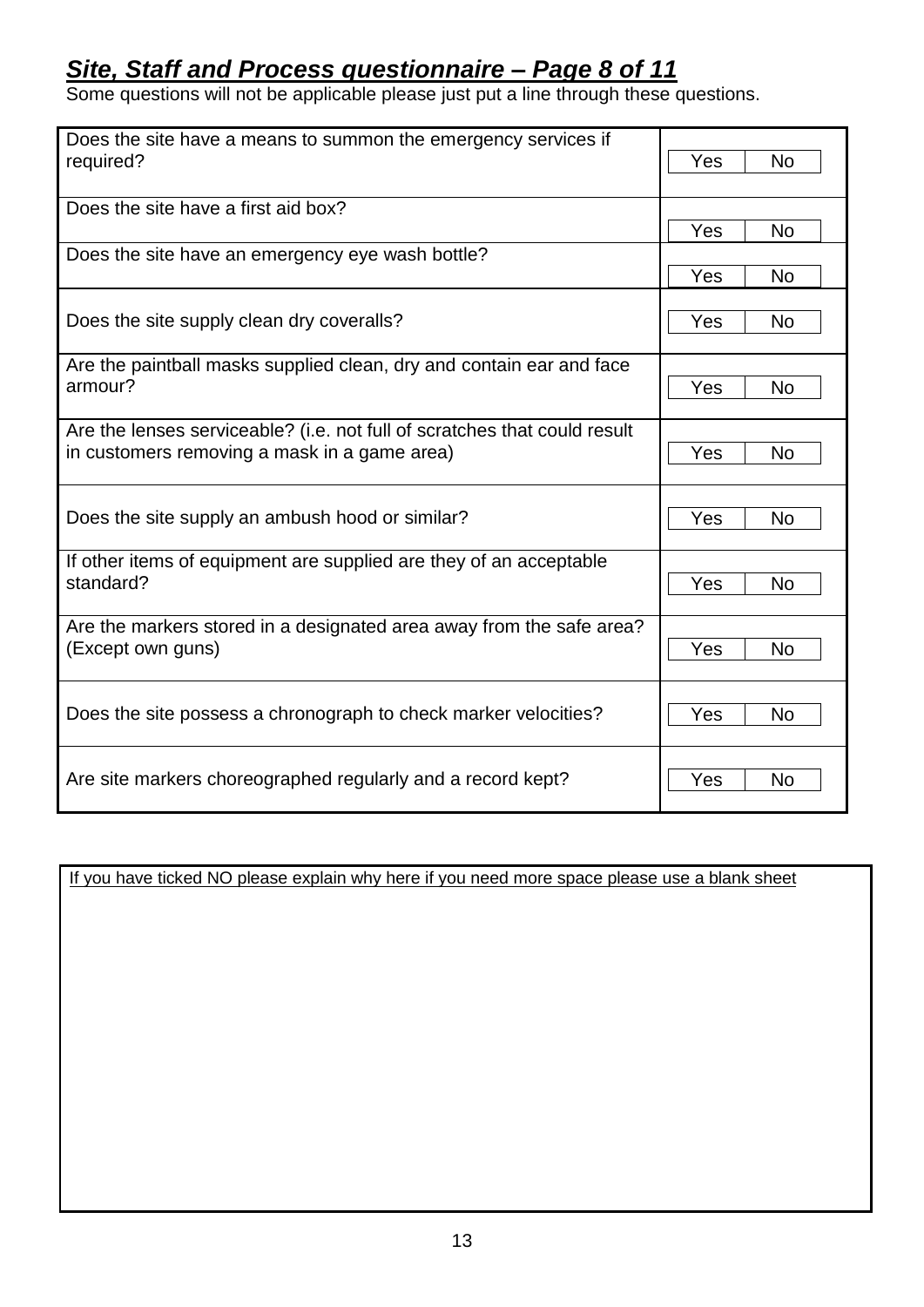## ***Site, Staff and Process questionnaire – Page 8 of 11***

Some questions will not be applicable please just put a line through these questions.

| Question | Answer |
|---|---|
| Does the site have a means to summon the emergency services if required? | Yes / No |
| Does the site have a first aid box? | Yes / No |
| Does the site have an emergency eye wash bottle? | Yes / No |
| Does the site supply clean dry coveralls? | Yes / No |
| Are the paintball masks supplied clean, dry and contain ear and face armour? | Yes / No |
| Are the lenses serviceable? (i.e. not full of scratches that could result in customers removing a mask in a game area) | Yes / No |
| Does the site supply an ambush hood or similar? | Yes / No |
| If other items of equipment are supplied are they of an acceptable standard? | Yes / No |
| Are the markers stored in a designated area away from the safe area? (Except own guns) | Yes / No |
| Does the site possess a chronograph to check marker velocities? | Yes / No |
| Are site markers choreographed regularly and a record kept? | Yes / No |

If you have ticked NO please explain why here if you need more space please use a blank sheet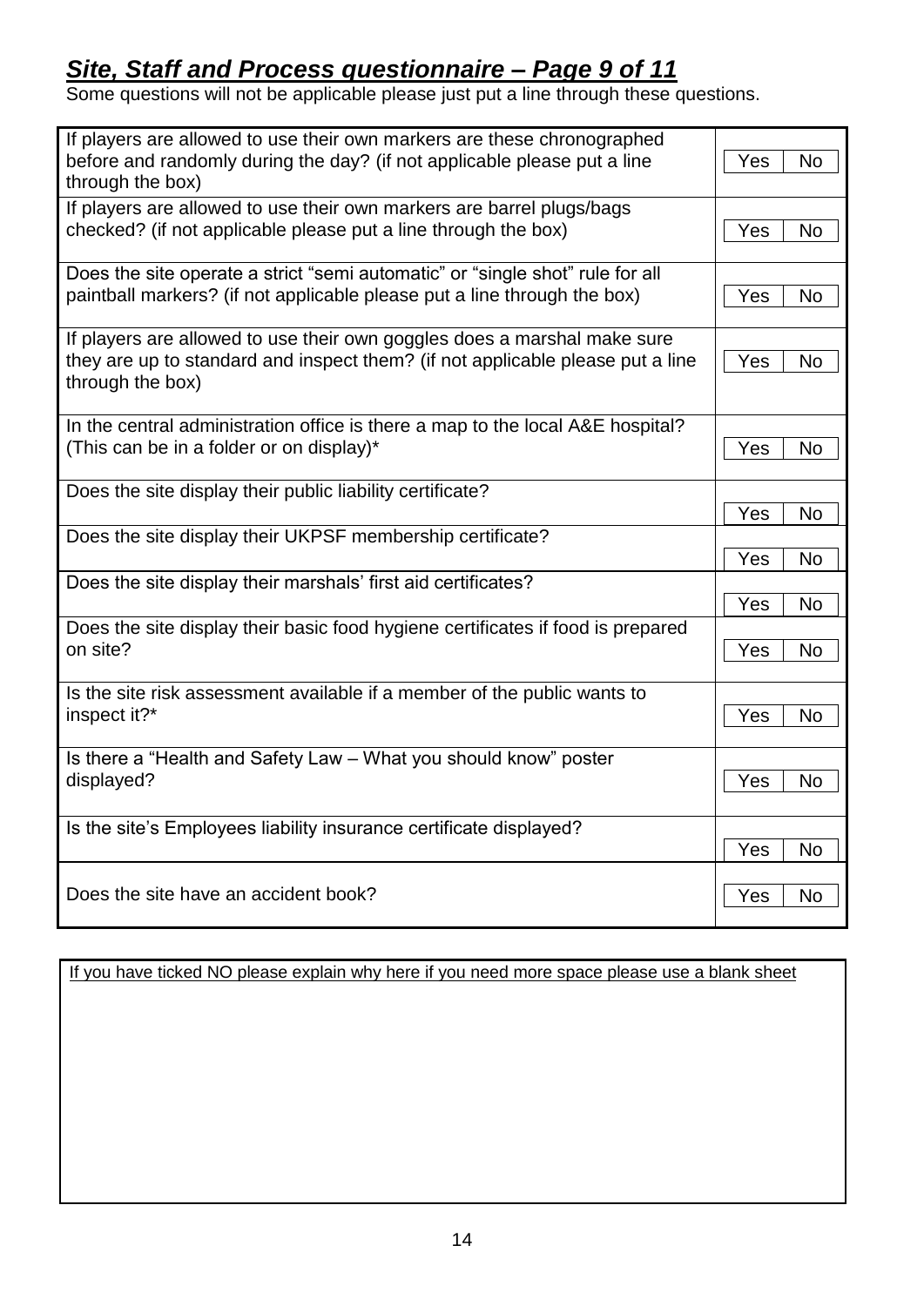## ***Site, Staff and Process questionnaire – Page 9 of 11***

Some questions will not be applicable please just put a line through these questions.

| Question | Answer |
|---|---|
| If players are allowed to use their own markers are these chronographed before and randomly during the day? (if not applicable please put a line through the box) | Yes No |
| If players are allowed to use their own markers are barrel plugs/bags checked? (if not applicable please put a line through the box) | Yes No |
| Does the site operate a strict "semi automatic" or "single shot" rule for all paintball markers? (if not applicable please put a line through the box) | Yes No |
| If players are allowed to use their own goggles does a marshal make sure they are up to standard and inspect them? (if not applicable please put a line through the box) | Yes No |
| In the central administration office is there a map to the local A&E hospital? (This can be in a folder or on display)* | Yes No |
| Does the site display their public liability certificate? | Yes No |
| Does the site display their UKPSF membership certificate? | Yes No |
| Does the site display their marshals' first aid certificates? | Yes No |
| Does the site display their basic food hygiene certificates if food is prepared on site? | Yes No |
| Is the site risk assessment available if a member of the public wants to inspect it?* | Yes No |
| Is there a "Health and Safety Law – What you should know" poster displayed? | Yes No |
| Is the site's Employees liability insurance certificate displayed? | Yes No |
| Does the site have an accident book? | Yes No |

<u>If you have ticked NO please explain why here if you need more space please use a blank sheet</u>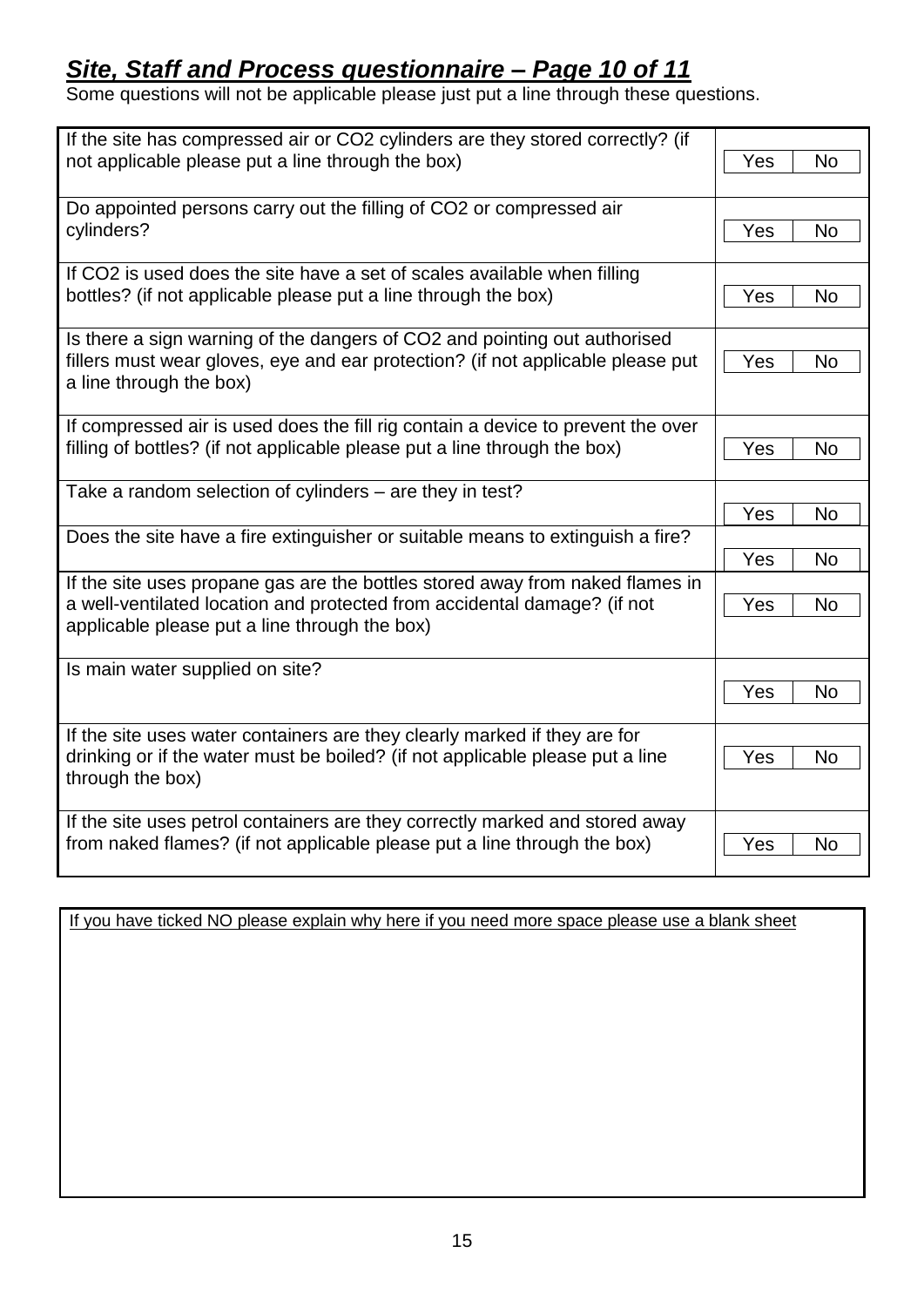## ***Site, Staff and Process questionnaire – Page 10 of 11***

Some questions will not be applicable please just put a line through these questions.

| Question | Answer |
|---|---|
| If the site has compressed air or $CO_2$ cylinders are they stored correctly? (if not applicable please put a line through the box) | Yes / No |
| Do appointed persons carry out the filling of $CO_2$ or compressed air cylinders? | Yes / No |
| If $CO_2$ is used does the site have a set of scales available when filling bottles? (if not applicable please put a line through the box) | Yes / No |
| Is there a sign warning of the dangers of $CO_2$ and pointing out authorised fillers must wear gloves, eye and ear protection? (if not applicable please put a line through the box) | Yes / No |
| If compressed air is used does the fill rig contain a device to prevent the over filling of bottles? (if not applicable please put a line through the box) | Yes / No |
| Take a random selection of cylinders – are they in test? | Yes / No |
| Does the site have a fire extinguisher or suitable means to extinguish a fire? | Yes / No |
| If the site uses propane gas are the bottles stored away from naked flames in a well-ventilated location and protected from accidental damage? (if not applicable please put a line through the box) | Yes / No |
| Is main water supplied on site? | Yes / No |
| If the site uses water containers are they clearly marked if they are for drinking or if the water must be boiled? (if not applicable please put a line through the box) | Yes / No |
| If the site uses petrol containers are they correctly marked and stored away from naked flames? (if not applicable please put a line through the box) | Yes / No |

If you have ticked NO please explain why here if you need more space please use a blank sheet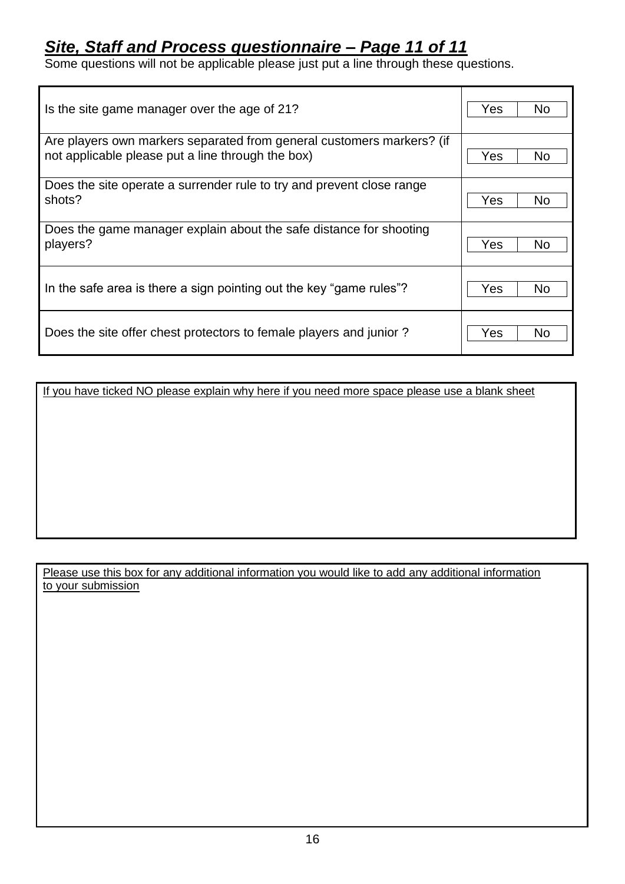## ***Site, Staff and Process questionnaire – Page 11 of 11***

Some questions will not be applicable please just put a line through these questions.

| Question | Answer |
|---|---|
| Is the site game manager over the age of 21? | Yes / No |
| Are players own markers separated from general customers markers? (if not applicable please put a line through the box) | Yes / No |
| Does the site operate a surrender rule to try and prevent close range shots? | Yes / No |
| Does the game manager explain about the safe distance for shooting players? | Yes / No |
| In the safe area is there a sign pointing out the key "game rules"? | Yes / No |
| Does the site offer chest protectors to female players and junior ? | Yes / No |

<u>If you have ticked NO please explain why here if you need more space please use a blank sheet</u>

<u>Please use this box for any additional information you would like to add any additional information to your submission</u>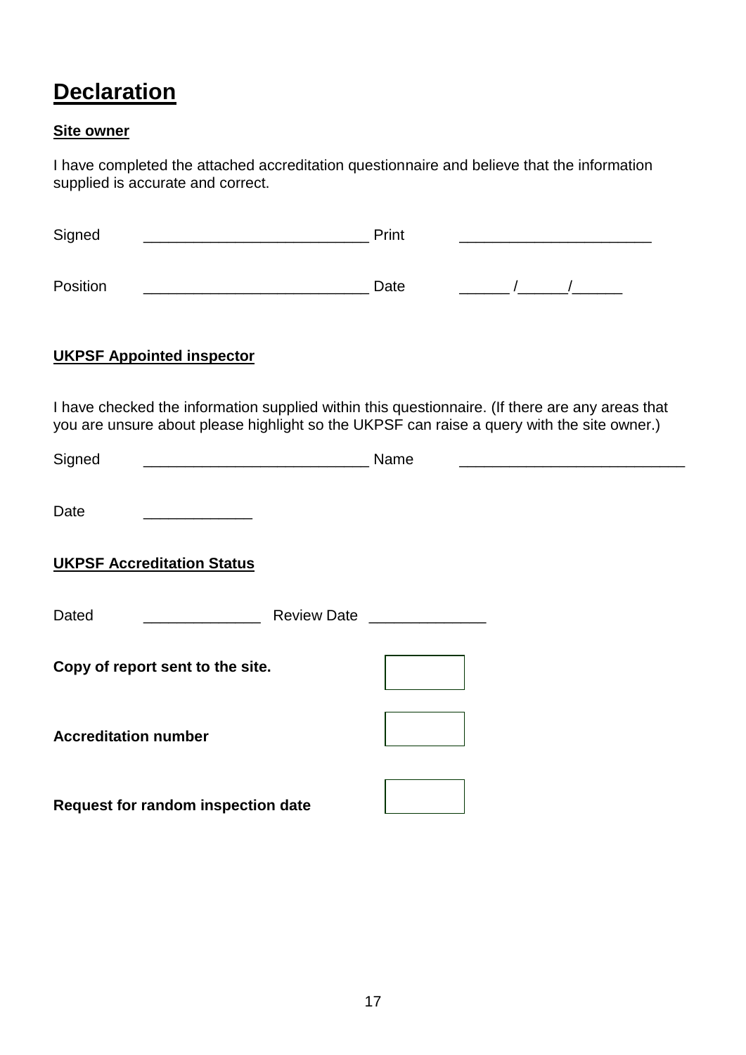# Declaration

**Site owner**

I have completed the attached accreditation questionnaire and believe that the information supplied is accurate and correct.

Signed ___________________________ Print ______________________

Position ___________________________ Date ______ /______/______

**UKPSF Appointed inspector**

I have checked the information supplied within this questionnaire. (If there are any areas that you are unsure about please highlight so the UKPSF can raise a query with the site owner.)

Signed ___________________________ Name ___________________________

Date _____________

**UKPSF Accreditation Status**

Dated ______________ Review Date ______________

**Copy of report sent to the site.** ☐

**Accreditation number** ☐

**Request for random inspection date** ☐